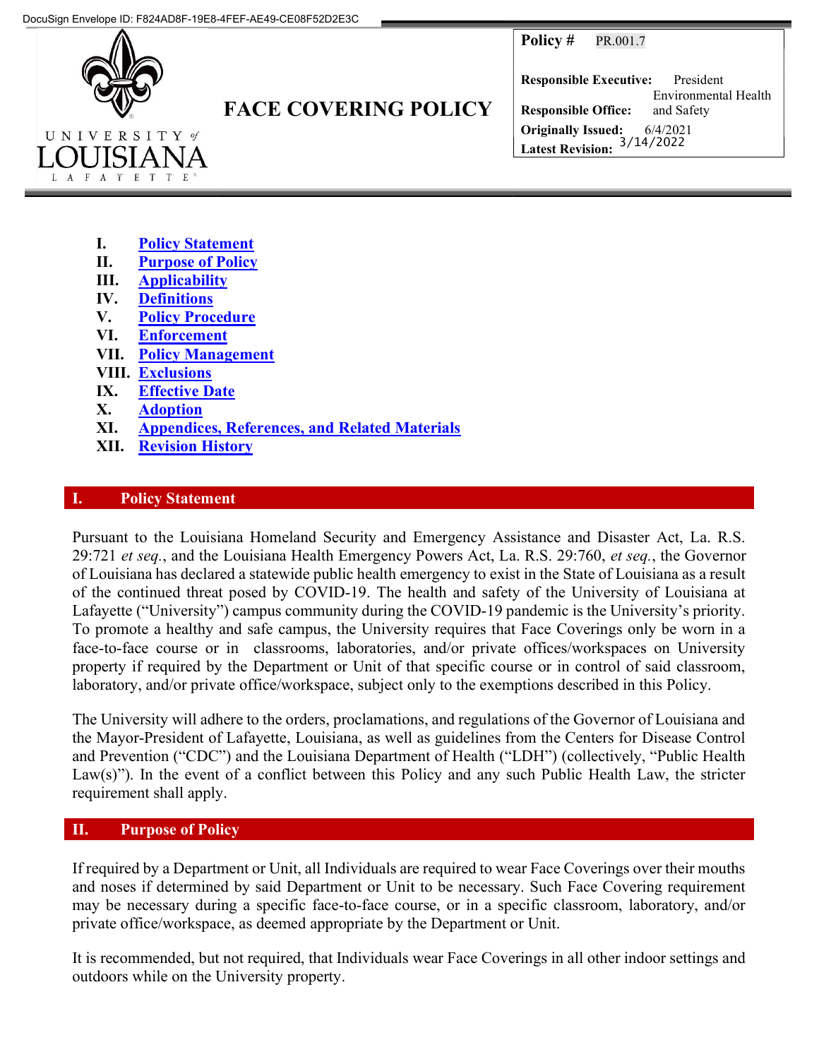DocuSign Envelope ID: F824AD8F-19E8-4FEF-AE49-CE08F52D2E3C

UNIVERSITY of LOUISIANA LAFAYETTE

# FACE COVERING POLICY

| **Policy #** | PR.001.7 |
|---|---|
| **Responsible Executive:** | President |
| **Responsible Office:** | Environmental Health and Safety |
| **Originally Issued:** | 6/4/2021 |
| **Latest Revision:** | 3/14/2022 |

I. Policy Statement
II. Purpose of Policy
III. Applicability
IV. Definitions
V. Policy Procedure
VI. Enforcement
VII. Policy Management
VIII. Exclusions
IX. Effective Date
X. Adoption
XI. Appendices, References, and Related Materials
XII. Revision History

## I. Policy Statement

Pursuant to the Louisiana Homeland Security and Emergency Assistance and Disaster Act, La. R.S. 29:721 *et seq.*, and the Louisiana Health Emergency Powers Act, La. R.S. 29:760, *et seq.*, the Governor of Louisiana has declared a statewide public health emergency to exist in the State of Louisiana as a result of the continued threat posed by COVID-19. The health and safety of the University of Louisiana at Lafayette ("University") campus community during the COVID-19 pandemic is the University's priority. To promote a healthy and safe campus, the University requires that Face Coverings only be worn in a face-to-face course or in classrooms, laboratories, and/or private offices/workspaces on University property if required by the Department or Unit of that specific course or in control of said classroom, laboratory, and/or private office/workspace, subject only to the exemptions described in this Policy.

The University will adhere to the orders, proclamations, and regulations of the Governor of Louisiana and the Mayor-President of Lafayette, Louisiana, as well as guidelines from the Centers for Disease Control and Prevention ("CDC") and the Louisiana Department of Health ("LDH") (collectively, "Public Health Law(s)"). In the event of a conflict between this Policy and any such Public Health Law, the stricter requirement shall apply.

## II. Purpose of Policy

If required by a Department or Unit, all Individuals are required to wear Face Coverings over their mouths and noses if determined by said Department or Unit to be necessary. Such Face Covering requirement may be necessary during a specific face-to-face course, or in a specific classroom, laboratory, and/or private office/workspace, as deemed appropriate by the Department or Unit.

It is recommended, but not required, that Individuals wear Face Coverings in all other indoor settings and outdoors while on the University property.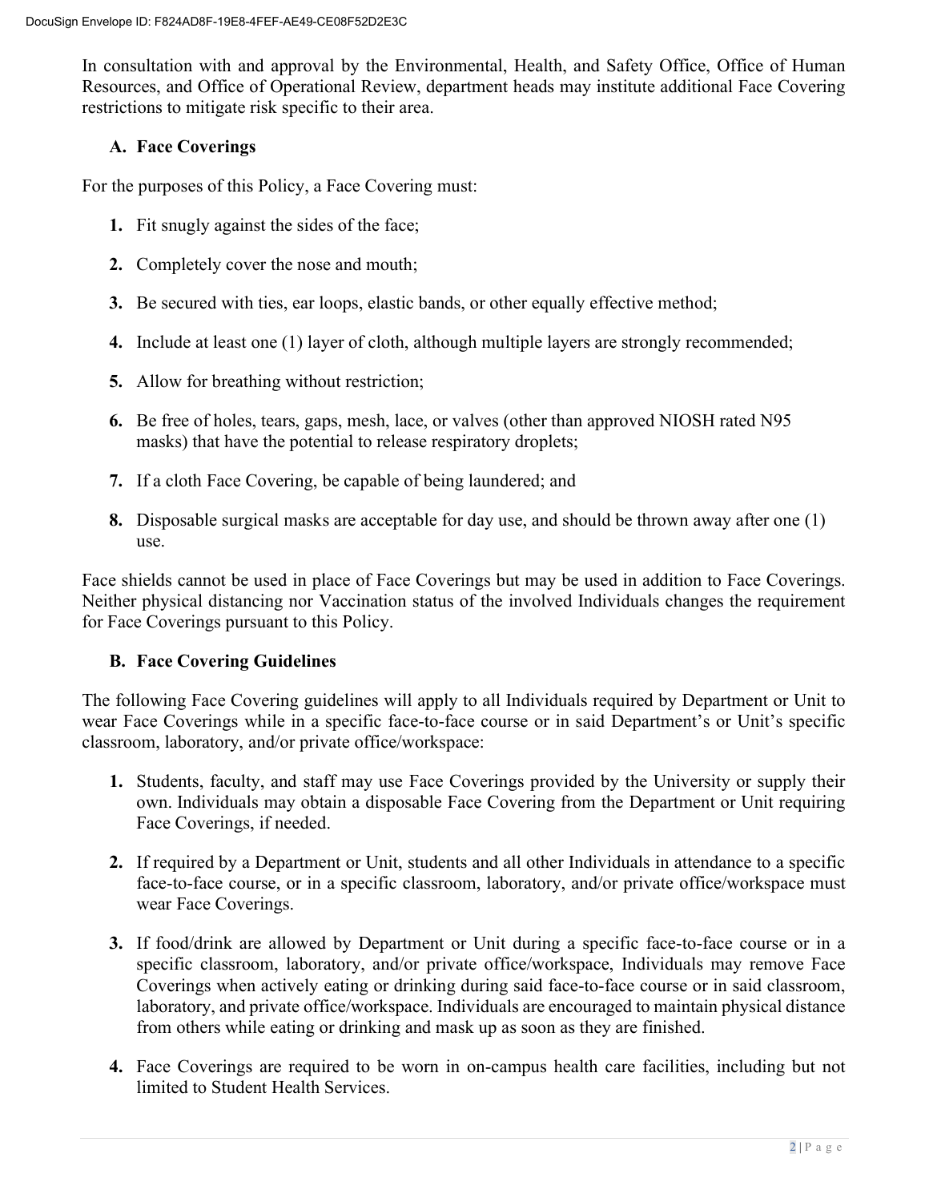In consultation with and approval by the Environmental, Health, and Safety Office, Office of Human Resources, and Office of Operational Review, department heads may institute additional Face Covering restrictions to mitigate risk specific to their area.

### A. Face Coverings

For the purposes of this Policy, a Face Covering must:

1. Fit snugly against the sides of the face;
2. Completely cover the nose and mouth;
3. Be secured with ties, ear loops, elastic bands, or other equally effective method;
4. Include at least one (1) layer of cloth, although multiple layers are strongly recommended;
5. Allow for breathing without restriction;
6. Be free of holes, tears, gaps, mesh, lace, or valves (other than approved NIOSH rated N95 masks) that have the potential to release respiratory droplets;
7. If a cloth Face Covering, be capable of being laundered; and
8. Disposable surgical masks are acceptable for day use, and should be thrown away after one (1) use.

Face shields cannot be used in place of Face Coverings but may be used in addition to Face Coverings. Neither physical distancing nor Vaccination status of the involved Individuals changes the requirement for Face Coverings pursuant to this Policy.

### B. Face Covering Guidelines

The following Face Covering guidelines will apply to all Individuals required by Department or Unit to wear Face Coverings while in a specific face-to-face course or in said Department's or Unit's specific classroom, laboratory, and/or private office/workspace:

1. Students, faculty, and staff may use Face Coverings provided by the University or supply their own. Individuals may obtain a disposable Face Covering from the Department or Unit requiring Face Coverings, if needed.
2. If required by a Department or Unit, students and all other Individuals in attendance to a specific face-to-face course, or in a specific classroom, laboratory, and/or private office/workspace must wear Face Coverings.
3. If food/drink are allowed by Department or Unit during a specific face-to-face course or in a specific classroom, laboratory, and/or private office/workspace, Individuals may remove Face Coverings when actively eating or drinking during said face-to-face course or in said classroom, laboratory, and private office/workspace. Individuals are encouraged to maintain physical distance from others while eating or drinking and mask up as soon as they are finished.
4. Face Coverings are required to be worn in on-campus health care facilities, including but not limited to Student Health Services.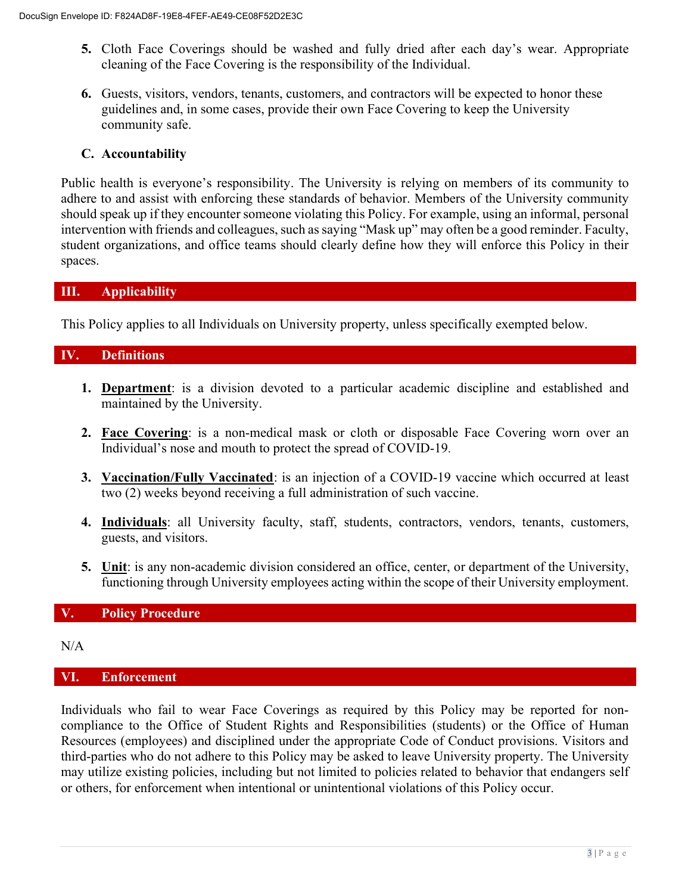5. Cloth Face Coverings should be washed and fully dried after each day's wear. Appropriate cleaning of the Face Covering is the responsibility of the Individual.

6. Guests, visitors, vendors, tenants, customers, and contractors will be expected to honor these guidelines and, in some cases, provide their own Face Covering to keep the University community safe.

### C. Accountability

Public health is everyone's responsibility. The University is relying on members of its community to adhere to and assist with enforcing these standards of behavior. Members of the University community should speak up if they encounter someone violating this Policy. For example, using an informal, personal intervention with friends and colleagues, such as saying "Mask up" may often be a good reminder. Faculty, student organizations, and office teams should clearly define how they will enforce this Policy in their spaces.

## III. Applicability

This Policy applies to all Individuals on University property, unless specifically exempted below.

## IV. Definitions

1. **Department**: is a division devoted to a particular academic discipline and established and maintained by the University.

2. **Face Covering**: is a non-medical mask or cloth or disposable Face Covering worn over an Individual's nose and mouth to protect the spread of COVID-19.

3. **Vaccination/Fully Vaccinated**: is an injection of a COVID-19 vaccine which occurred at least two (2) weeks beyond receiving a full administration of such vaccine.

4. **Individuals**: all University faculty, staff, students, contractors, vendors, tenants, customers, guests, and visitors.

5. **Unit**: is any non-academic division considered an office, center, or department of the University, functioning through University employees acting within the scope of their University employment.

## V. Policy Procedure

N/A

## VI. Enforcement

Individuals who fail to wear Face Coverings as required by this Policy may be reported for non-compliance to the Office of Student Rights and Responsibilities (students) or the Office of Human Resources (employees) and disciplined under the appropriate Code of Conduct provisions. Visitors and third-parties who do not adhere to this Policy may be asked to leave University property. The University may utilize existing policies, including but not limited to policies related to behavior that endangers self or others, for enforcement when intentional or unintentional violations of this Policy occur.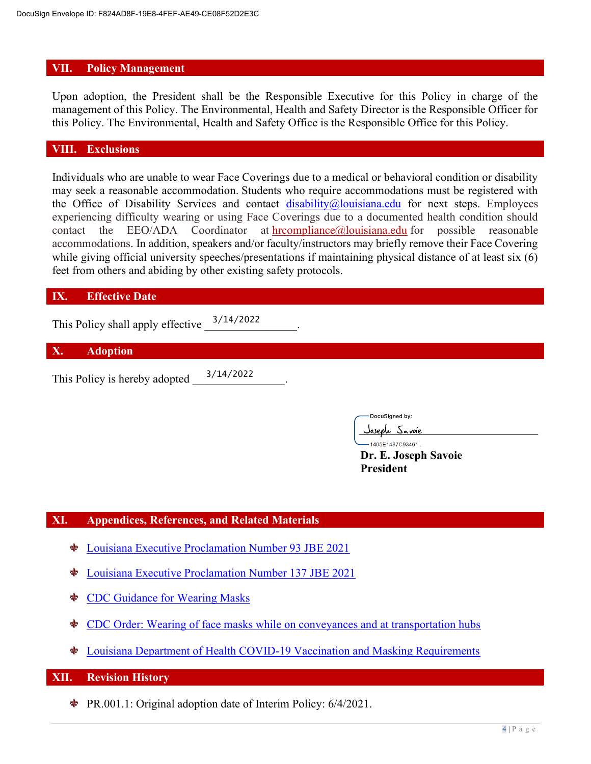## VII. Policy Management

Upon adoption, the President shall be the Responsible Executive for this Policy in charge of the management of this Policy. The Environmental, Health and Safety Director is the Responsible Officer for this Policy. The Environmental, Health and Safety Office is the Responsible Office for this Policy.

## VIII. Exclusions

Individuals who are unable to wear Face Coverings due to a medical or behavioral condition or disability may seek a reasonable accommodation. Students who require accommodations must be registered with the Office of Disability Services and contact disability@louisiana.edu for next steps. Employees experiencing difficulty wearing or using Face Coverings due to a documented health condition should contact the EEO/ADA Coordinator at hrcompliance@louisiana.edu for possible reasonable accommodations. In addition, speakers and/or faculty/instructors may briefly remove their Face Covering while giving official university speeches/presentations if maintaining physical distance of at least six (6) feet from others and abiding by other existing safety protocols.

## IX. Effective Date

This Policy shall apply effective 3/14/2022.

## X. Adoption

This Policy is hereby adopted 3/14/2022.

DocuSigned by:
Joseph Savoie
1405E1487C93461...

**Dr. E. Joseph Savoie**
**President**

## XI. Appendices, References, and Related Materials

- Louisiana Executive Proclamation Number 93 JBE 2021
- Louisiana Executive Proclamation Number 137 JBE 2021
- CDC Guidance for Wearing Masks
- CDC Order: Wearing of face masks while on conveyances and at transportation hubs
- Louisiana Department of Health COVID-19 Vaccination and Masking Requirements

## XII. Revision History

- PR.001.1: Original adoption date of Interim Policy: 6/4/2021.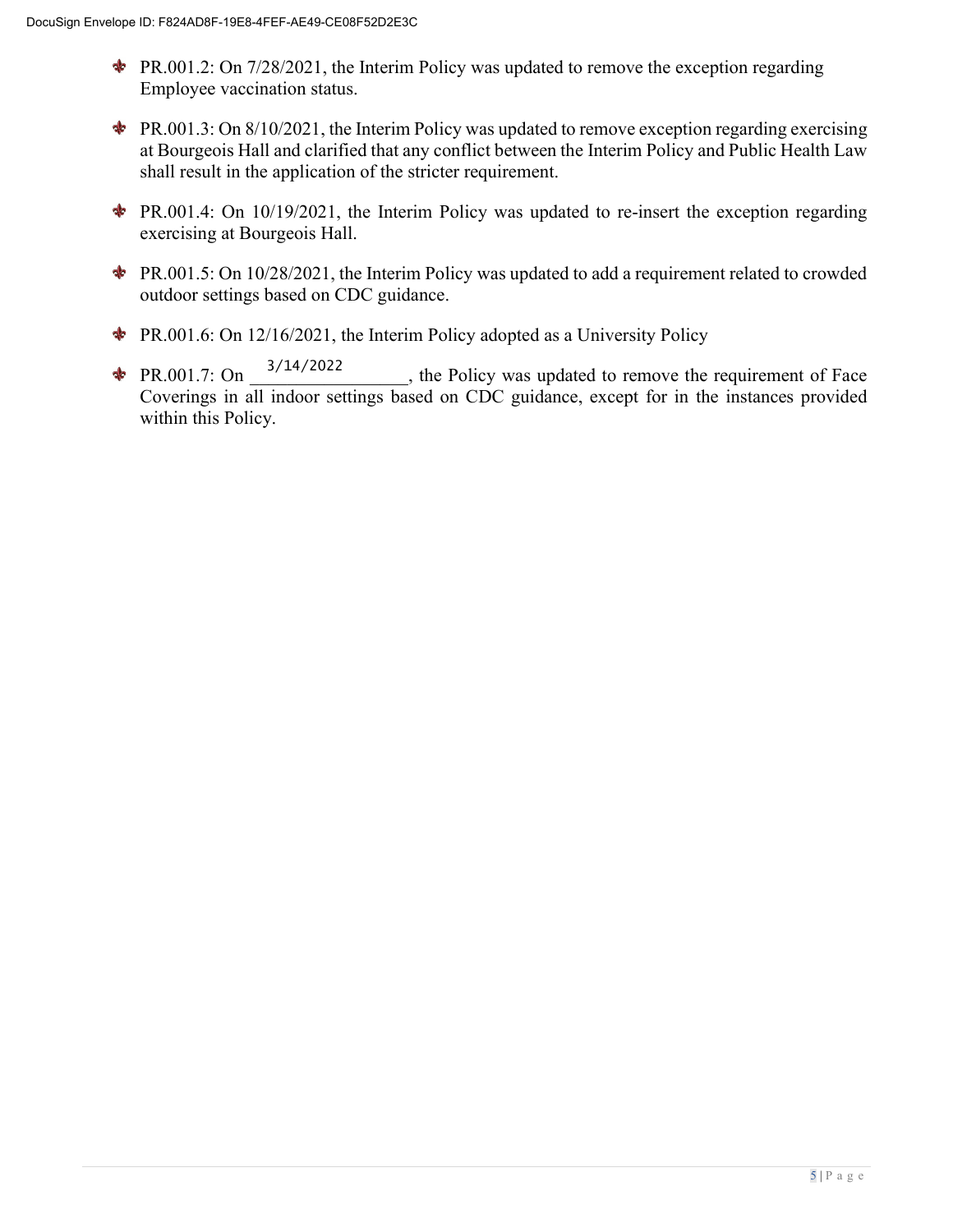- PR.001.2: On 7/28/2021, the Interim Policy was updated to remove the exception regarding Employee vaccination status.
- PR.001.3: On 8/10/2021, the Interim Policy was updated to remove exception regarding exercising at Bourgeois Hall and clarified that any conflict between the Interim Policy and Public Health Law shall result in the application of the stricter requirement.
- PR.001.4: On 10/19/2021, the Interim Policy was updated to re-insert the exception regarding exercising at Bourgeois Hall.
- PR.001.5: On 10/28/2021, the Interim Policy was updated to add a requirement related to crowded outdoor settings based on CDC guidance.
- PR.001.6: On 12/16/2021, the Interim Policy adopted as a University Policy
- PR.001.7: On 3/14/2022, the Policy was updated to remove the requirement of Face Coverings in all indoor settings based on CDC guidance, except for in the instances provided within this Policy.